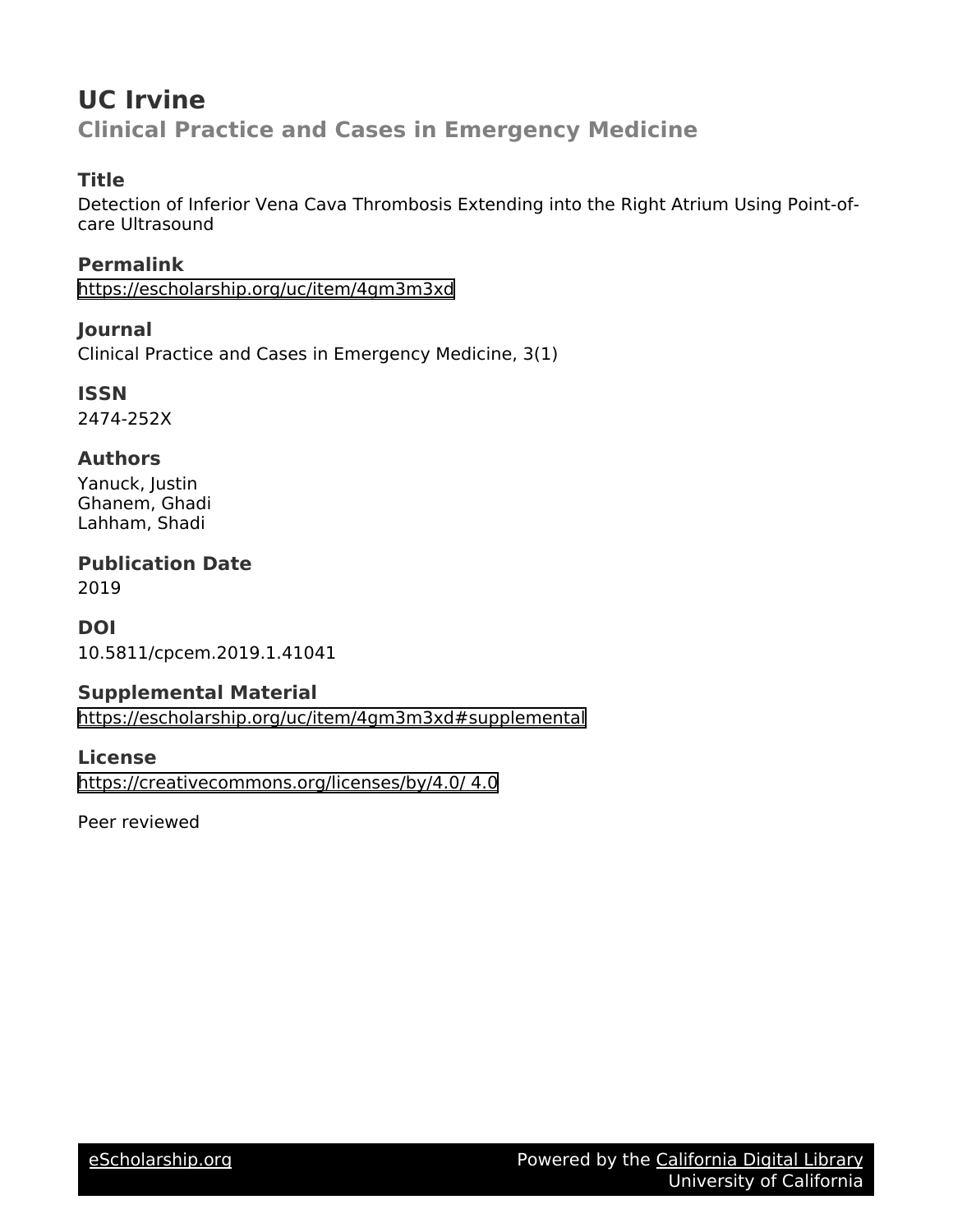# UC Irvine

## Clinical Practice and Cases in Emergency Medicine

### Title

Detection of Inferior Vena Cava Thrombosis Extending into the Right Atrium Using Point-of-care Ultrasound

### Permalink

https://escholarship.org/uc/item/4gm3m3xd

### Journal

Clinical Practice and Cases in Emergency Medicine, 3(1)

### ISSN

2474-252X

### Authors

Yanuck, Justin
Ghanem, Ghadi
Lahham, Shadi

### Publication Date

2019

### DOI

10.5811/cpcem.2019.1.41041

### Supplemental Material

https://escholarship.org/uc/item/4gm3m3xd#supplemental

### License

https://creativecommons.org/licenses/by/4.0/ 4.0

Peer reviewed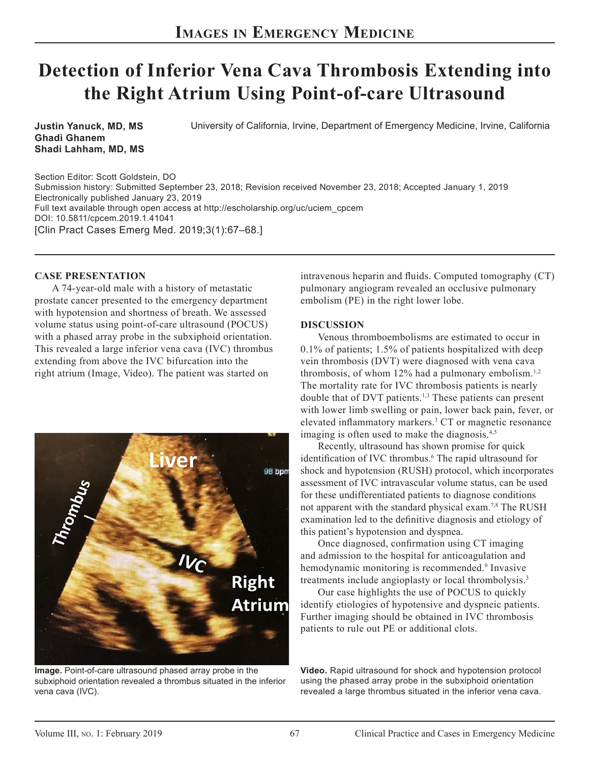## Images in Emergency Medicine

# Detection of Inferior Vena Cava Thrombosis Extending into the Right Atrium Using Point-of-care Ultrasound

**Justin Yanuck, MD, MS**
**Ghadi Ghanem**
**Shadi Lahham, MD, MS**

University of California, Irvine, Department of Emergency Medicine, Irvine, California

Section Editor: Scott Goldstein, DO
Submission history: Submitted September 23, 2018; Revision received November 23, 2018; Accepted January 1, 2019
Electronically published January 23, 2019
Full text available through open access at http://escholarship.org/uc/uciem_cpcem
DOI: 10.5811/cpcem.2019.1.41041
[Clin Pract Cases Emerg Med. 2019;3(1):67–68.]

### CASE PRESENTATION

A 74-year-old male with a history of metastatic prostate cancer presented to the emergency department with hypotension and shortness of breath. We assessed volume status using point-of-care ultrasound (POCUS) with a phased array probe in the subxiphoid orientation. This revealed a large inferior vena cava (IVC) thrombus extending from above the IVC bifurcation into the right atrium (Image, Video). The patient was started on intravenous heparin and fluids. Computed tomography (CT) pulmonary angiogram revealed an occlusive pulmonary embolism (PE) in the right lower lobe.

**Image.** Point-of-care ultrasound phased array probe in the subxiphoid orientation revealed a thrombus situated in the inferior vena cava (IVC).

### DISCUSSION

Venous thromboembolisms are estimated to occur in 0.1% of patients; 1.5% of patients hospitalized with deep vein thrombosis (DVT) were diagnosed with vena cava thrombosis, of whom 12% had a pulmonary embolism.[1,2] The mortality rate for IVC thrombosis patients is nearly double that of DVT patients.[1,3] These patients can present with lower limb swelling or pain, lower back pain, fever, or elevated inflammatory markers.[3] CT or magnetic resonance imaging is often used to make the diagnosis.[4,5]

Recently, ultrasound has shown promise for quick identification of IVC thrombus.[6] The rapid ultrasound for shock and hypotension (RUSH) protocol, which incorporates assessment of IVC intravascular volume status, can be used for these undifferentiated patients to diagnose conditions not apparent with the standard physical exam.[7,8] The RUSH examination led to the definitive diagnosis and etiology of this patient's hypotension and dyspnea.

Once diagnosed, confirmation using CT imaging and admission to the hospital for anticoagulation and hemodynamic monitoring is recommended.[9] Invasive treatments include angioplasty or local thrombolysis.[3]

Our case highlights the use of POCUS to quickly identify etiologies of hypotensive and dyspneic patients. Further imaging should be obtained in IVC thrombosis patients to rule out PE or additional clots.

**Video.** Rapid ultrasound for shock and hypotension protocol using the phased array probe in the subxiphoid orientation revealed a large thrombus situated in the inferior vena cava.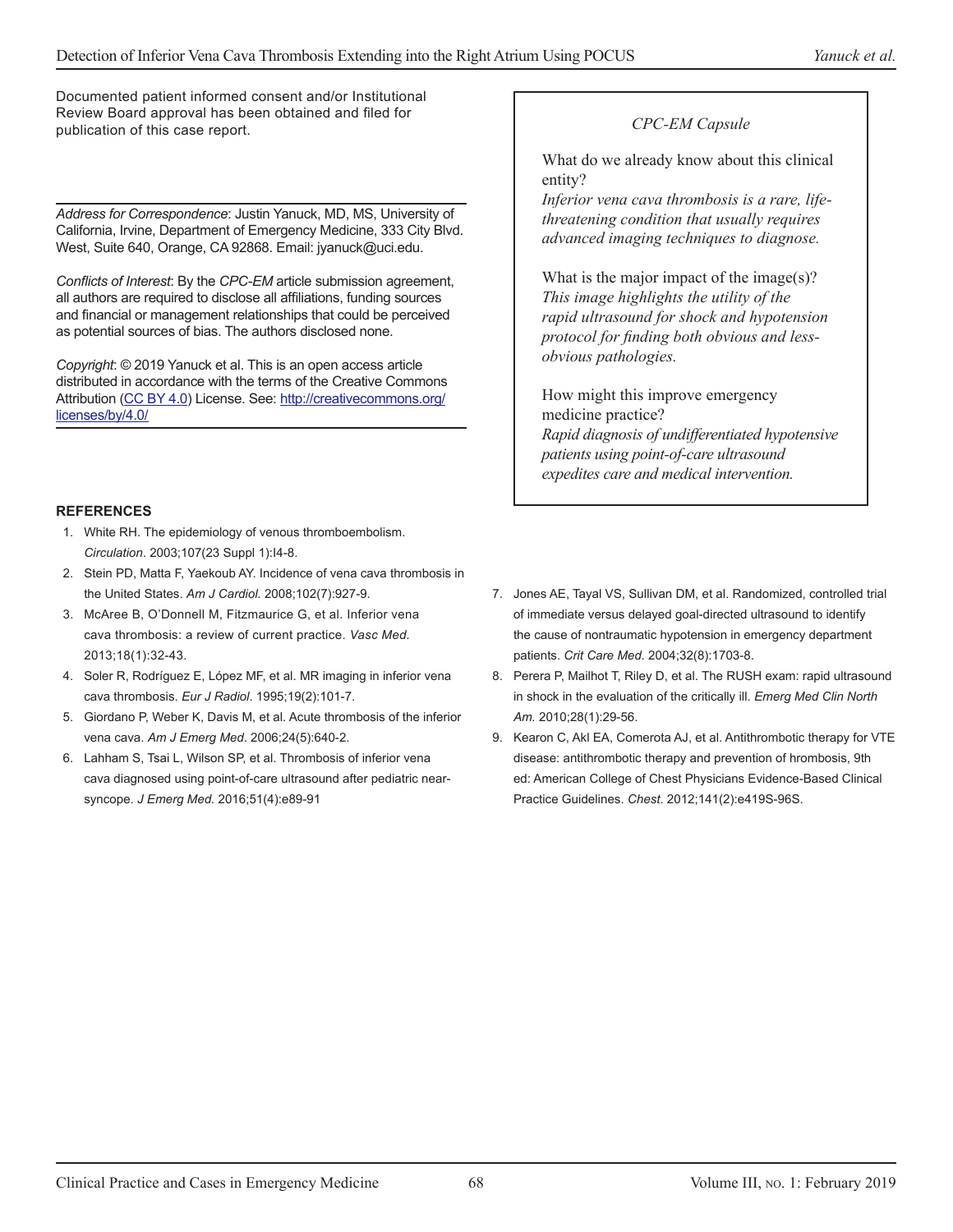Documented patient informed consent and/or Institutional Review Board approval has been obtained and filed for publication of this case report.

*Address for Correspondence*: Justin Yanuck, MD, MS, University of California, Irvine, Department of Emergency Medicine, 333 City Blvd. West, Suite 640, Orange, CA 92868. Email: jyanuck@uci.edu.

*Conflicts of Interest*: By the *CPC-EM* article submission agreement, all authors are required to disclose all affiliations, funding sources and financial or management relationships that could be perceived as potential sources of bias. The authors disclosed none.

*Copyright*: © 2019 Yanuck et al. This is an open access article distributed in accordance with the terms of the Creative Commons Attribution (CC BY 4.0) License. See: http://creativecommons.org/licenses/by/4.0/

> *CPC-EM Capsule*
>
> What do we already know about this clinical entity?
> *Inferior vena cava thrombosis is a rare, life-threatening condition that usually requires advanced imaging techniques to diagnose.*
>
> What is the major impact of the image(s)?
> *This image highlights the utility of the rapid ultrasound for shock and hypotension protocol for finding both obvious and less-obvious pathologies.*
>
> How might this improve emergency medicine practice?
> *Rapid diagnosis of undifferentiated hypotensive patients using point-of-care ultrasound expedites care and medical intervention.*

## REFERENCES

1. White RH. The epidemiology of venous thromboembolism. *Circulation*. 2003;107(23 Suppl 1):I4-8.
2. Stein PD, Matta F, Yaekoub AY. Incidence of vena cava thrombosis in the United States. *Am J Cardiol.* 2008;102(7):927-9.
3. McAree B, O'Donnell M, Fitzmaurice G, et al. Inferior vena cava thrombosis: a review of current practice. *Vasc Med*. 2013;18(1):32-43.
4. Soler R, Rodríguez E, López MF, et al. MR imaging in inferior vena cava thrombosis. *Eur J Radiol*. 1995;19(2):101-7.
5. Giordano P, Weber K, Davis M, et al. Acute thrombosis of the inferior vena cava. *Am J Emerg Med*. 2006;24(5):640-2.
6. Lahham S, Tsai L, Wilson SP, et al. Thrombosis of inferior vena cava diagnosed using point-of-care ultrasound after pediatric near-syncope. *J Emerg Med.* 2016;51(4):e89-91
7. Jones AE, Tayal VS, Sullivan DM, et al. Randomized, controlled trial of immediate versus delayed goal-directed ultrasound to identify the cause of nontraumatic hypotension in emergency department patients. *Crit Care Med.* 2004;32(8):1703-8.
8. Perera P, Mailhot T, Riley D, et al. The RUSH exam: rapid ultrasound in shock in the evaluation of the critically ill. *Emerg Med Clin North Am.* 2010;28(1):29-56.
9. Kearon C, Akl EA, Comerota AJ, et al. Antithrombotic therapy for VTE disease: antithrombotic therapy and prevention of hrombosis, 9th ed: American College of Chest Physicians Evidence-Based Clinical Practice Guidelines. *Chest*. 2012;141(2):e419S-96S.